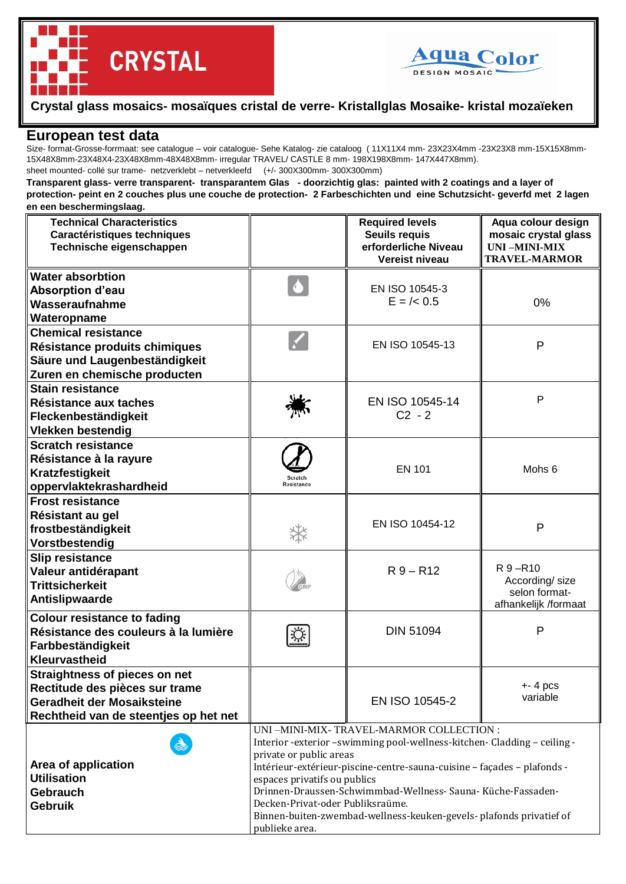CRYSTAL

Aqua Color
DESIGN MOSAIC

**Crystal glass mosaics- mosaïques cristal de verre- Kristallglas Mosaike- kristal mozaïeken**

## European test data

Size- format-Grosse-forrmaat: see catalogue – voir catalogue- Sehe Katalog- zie cataloog ( 11X11X4 mm- 23X23X4mm -23X23X8 mm-15X15X8mm-15X48X8mm-23X48X4-23X48X8mm-48X48X8mm- irregular TRAVEL/ CASTLE 8 mm- 198X198X8mm- 147X447X8mm).
sheet mounted- collé sur trame- netzverklebt – netverkleefd (+/- 300X300mm- 300X300mm)

**Transparent glass- verre transparent- transparantem Glas - doorzichtig glas: painted with 2 coatings and a layer of protection- peint en 2 couches plus une couche de protection- 2 Farbeschichten und eine Schutzsicht- geverfd met 2 lagen en een beschermingslaag.**

| Technical Characteristics<br>Caractéristiques techniques<br>Technische eigenschappen | | Required levels<br>Seuils requis<br>erforderliche Niveau<br>Vereist niveau | Aqua colour design mosaic crystal glass<br>UNI –MINI-MIX TRAVEL-MARMOR |
|---|---|---|---|
| **Water absorbtion**<br>**Absorption d'eau**<br>**Wasseraufnahme**<br>**Wateropname** | | EN ISO 10545-3<br>E = /< 0.5 | 0% |
| **Chemical resistance**<br>**Résistance produits chimiques**<br>**Säure und Laugenbeständigkeit**<br>**Zuren en chemische producten** | | EN ISO 10545-13 | P |
| **Stain resistance**<br>**Résistance aux taches**<br>**Fleckenbeständigkeit**<br>**Vlekken bestendig** | | EN ISO 10545-14<br>C2 - 2 | P |
| **Scratch resistance**<br>**Résistance à la rayure**<br>**Kratzfestigkeit**<br>**oppervlaktekrashardheid** | Scratch Resistance | EN 101 | Mohs 6 |
| **Frost resistance**<br>**Résistant au gel**<br>**frostbeständigkeit**<br>**Vorstbestendig** | | EN ISO 10454-12 | P |
| **Slip resistance**<br>**Valeur antidérapant**<br>**Trittsicherkeit**<br>**Antislipwaarde** | GRIP | R 9 – R12 | R 9 –R10<br>According/ size<br>selon format-<br>afhankelijk /formaat |
| **Colour resistance to fading**<br>**Résistance des couleurs à la lumière**<br>**Farbbeständigkeit**<br>**Kleurvastheid** | | DIN 51094 | P |
| **Straightness of pieces on net**<br>**Rectitude des pièces sur trame**<br>**Geradheit der Mosaiksteine**<br>**Rechtheid van de steentjes op het net** | | EN ISO 10545-2 | +- 4 pcs<br>variable |
| **Area of application**<br>**Utilisation**<br>**Gebrauch**<br>**Gebruik** | UNI –MINI-MIX- TRAVEL-MARMOR COLLECTION :<br>Interior -exterior –swimming pool-wellness-kitchen- Cladding – ceiling - private or public areas<br>Intérieur-extérieur-piscine-centre-sauna-cuisine – façades – plafonds - espaces privatifs ou publics<br>Drinnen-Draussen-Schwimmbad-Wellness- Sauna- Küche-Fassaden-Decken-Privat-oder Publiksraüme.<br>Binnen-buiten-zwembad-wellness-keuken-gevels- plafonds privatief of publieke area. | | |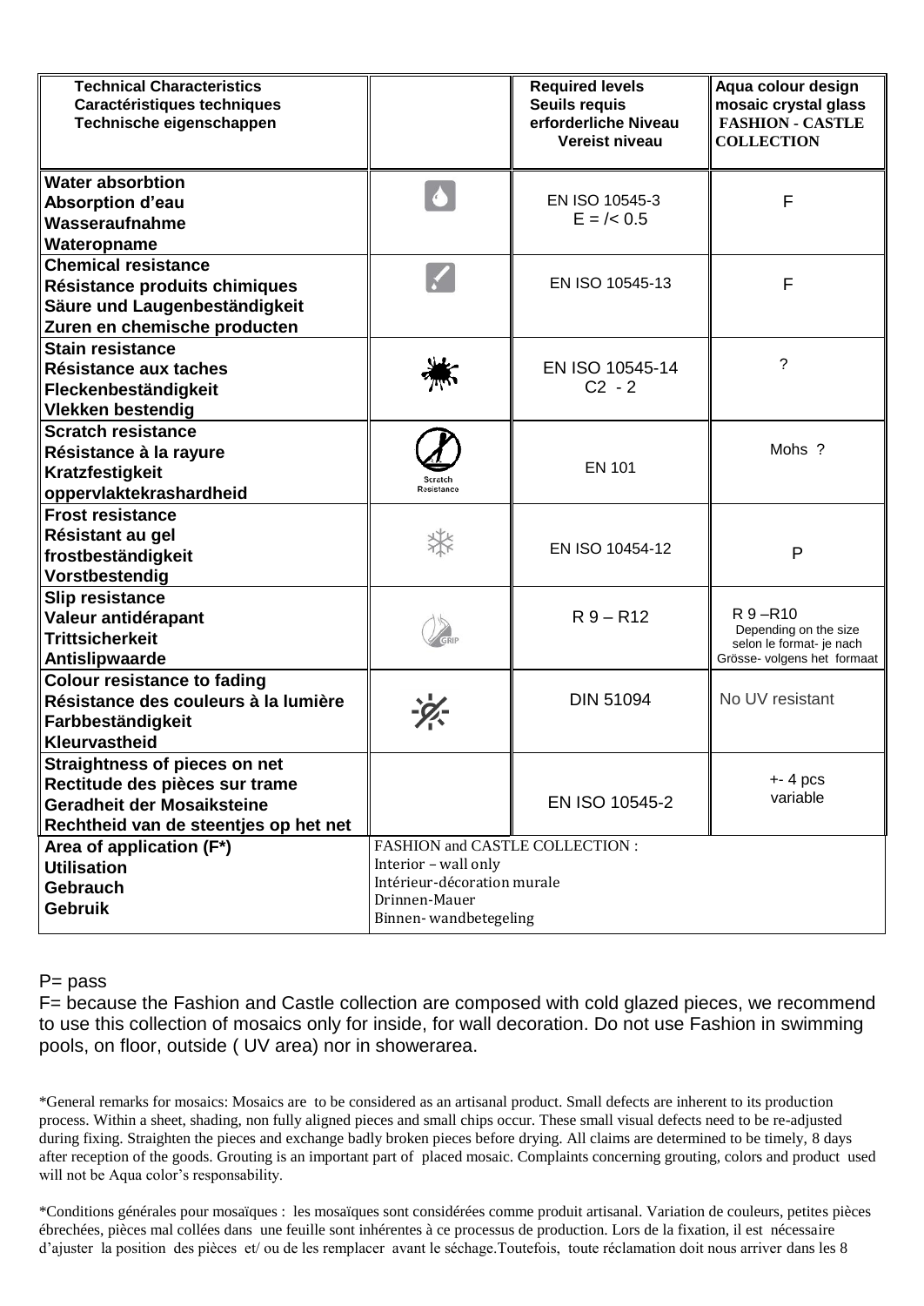| Technical Characteristics<br>Caractéristiques techniques<br>Technische eigenschappen | | Required levels<br>Seuils requis<br>erforderliche Niveau<br>Vereist niveau | Aqua colour design mosaic crystal glass<br>FASHION - CASTLE COLLECTION |
|---|---|---|---|
| **Water absorbtion**<br>**Absorption d'eau**<br>**Wasseraufnahme**<br>**Wateropname** | | EN ISO 10545-3<br>E = /< 0.5 | F |
| **Chemical resistance**<br>**Résistance produits chimiques**<br>**Säure und Laugenbeständigkeit**<br>**Zuren en chemische producten** | | EN ISO 10545-13 | F |
| **Stain resistance**<br>**Résistance aux taches**<br>**Fleckenbeständigkeit**<br>**Vlekken bestendig** | | EN ISO 10545-14<br>C2 - 2 | ? |
| **Scratch resistance**<br>**Résistance à la rayure**<br>**Kratzfestigkeit**<br>**oppervlaktekrashardheid** | Scratch Resistance | EN 101 | Mohs ? |
| **Frost resistance**<br>**Résistant au gel**<br>**frostbeständigkeit**<br>**Vorstbestendig** | | EN ISO 10454-12 | P |
| **Slip resistance**<br>**Valeur antidérapant**<br>**Trittsicherkeit**<br>**Antislipwaarde** | GRIP | R 9 – R12 | R 9 –R10<br>Depending on the size<br>selon le format- je nach Grösse- volgens het formaat |
| **Colour resistance to fading**<br>**Résistance des couleurs à la lumière**<br>**Farbbeständigkeit**<br>**Kleurvastheid** | | DIN 51094 | No UV resistant |
| **Straightness of pieces on net**<br>**Rectitude des pièces sur trame**<br>**Geradheit der Mosaiksteine**<br>**Rechtheid van de steentjes op het net** | | EN ISO 10545-2 | +- 4 pcs<br>variable |
| **Area of application (F*)**<br>**Utilisation**<br>**Gebrauch**<br>**Gebruik** | FASHION and CASTLE COLLECTION :<br>Interior – wall only<br>Intérieur-décoration murale<br>Drinnen-Mauer<br>Binnen- wandbetegeling | | |

P= pass

F= because the Fashion and Castle collection are composed with cold glazed pieces, we recommend to use this collection of mosaics only for inside, for wall decoration. Do not use Fashion in swimming pools, on floor, outside ( UV area) nor in showerarea.

*General remarks for mosaics: Mosaics are to be considered as an artisanal product. Small defects are inherent to its production process. Within a sheet, shading, non fully aligned pieces and small chips occur. These small visual defects need to be re-adjusted during fixing. Straighten the pieces and exchange badly broken pieces before drying. All claims are determined to be timely, 8 days after reception of the goods. Grouting is an important part of placed mosaic. Complaints concerning grouting, colors and product used will not be Aqua color's responsability.

*Conditions générales pour mosaïques : les mosaïques sont considérées comme produit artisanal. Variation de couleurs, petites pièces ébrechées, pièces mal collées dans une feuille sont inhérentes à ce processus de production. Lors de la fixation, il est nécessaire d'ajuster la position des pièces et/ ou de les remplacer avant le séchage.Toutefois, toute réclamation doit nous arriver dans les 8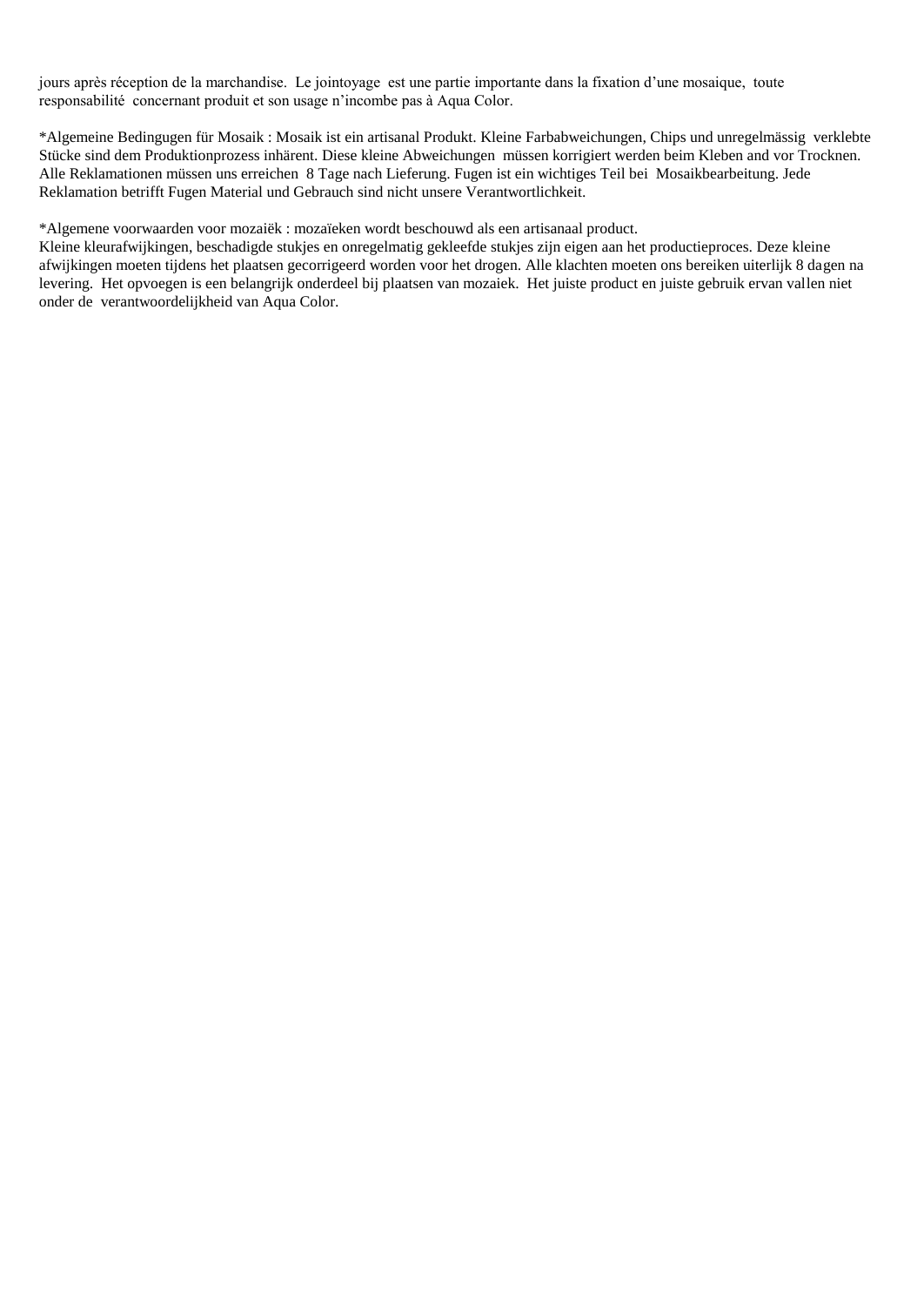jours après réception de la marchandise. Le jointoyage est une partie importante dans la fixation d'une mosaique, toute responsabilité concernant produit et son usage n'incombe pas à Aqua Color.

*Algemeine Bedingugen für Mosaik : Mosaik ist ein artisanal Produkt. Kleine Farbabweichungen, Chips und unregelmässig verklebte Stücke sind dem Produktionprozess inhärent. Diese kleine Abweichungen müssen korrigiert werden beim Kleben and vor Trocknen. Alle Reklamationen müssen uns erreichen 8 Tage nach Lieferung. Fugen ist ein wichtiges Teil bei Mosaikbearbeitung. Jede Reklamation betrifft Fugen Material und Gebrauch sind nicht unsere Verantwortlichkeit.

*Algemene voorwaarden voor mozaiëk : mozaïeken wordt beschouwd als een artisanaal product.
Kleine kleurafwijkingen, beschadigde stukjes en onregelmatig gekleefde stukjes zijn eigen aan het productieproces. Deze kleine afwijkingen moeten tijdens het plaatsen gecorrigeerd worden voor het drogen. Alle klachten moeten ons bereiken uiterlijk 8 dagen na levering. Het opvoegen is een belangrijk onderdeel bij plaatsen van mozaiek. Het juiste product en juiste gebruik ervan vallen niet onder de verantwoordelijkheid van Aqua Color.